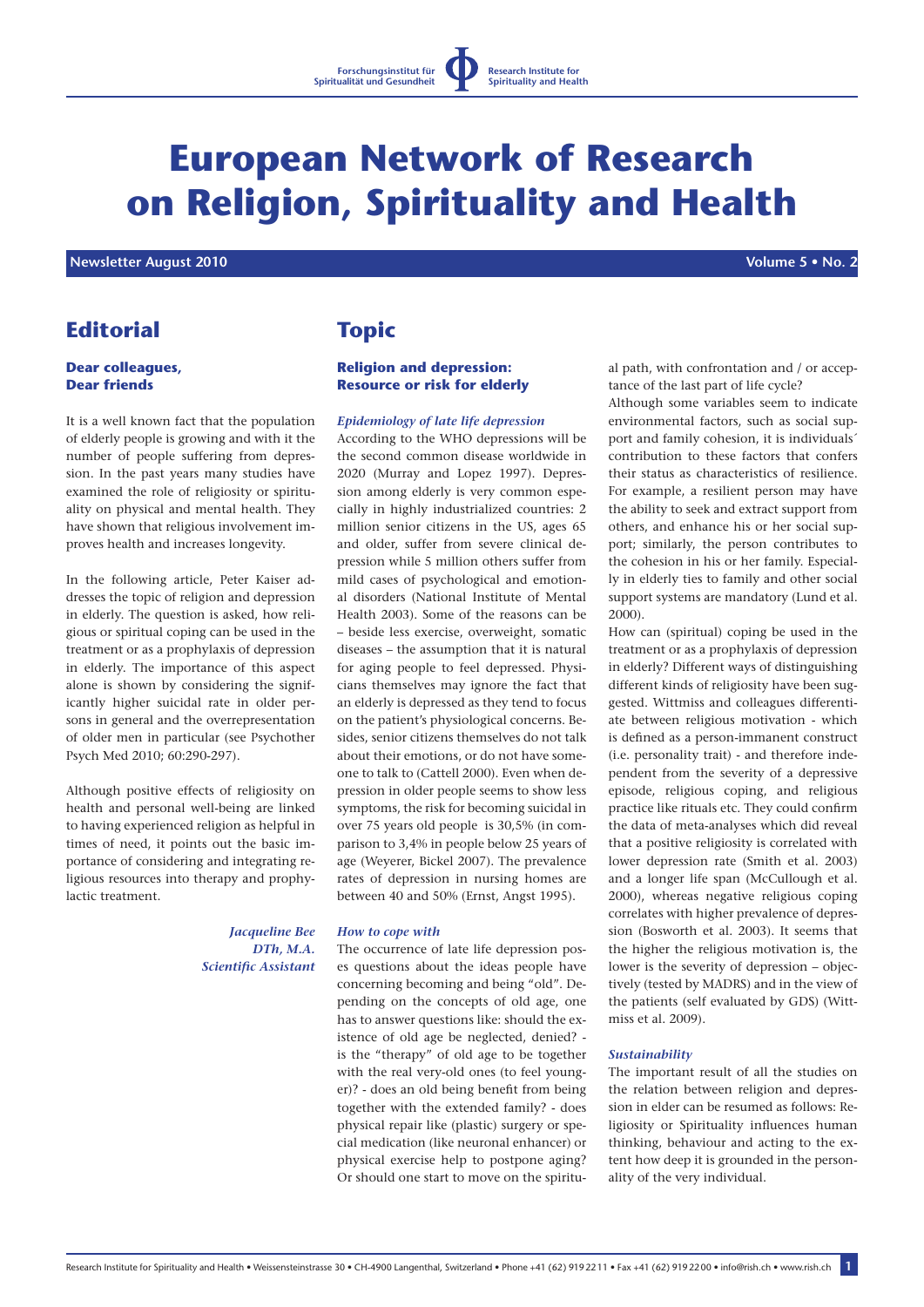Forschungsinstitut für Spiritualität und Gesundheit

Research Institute for Spirituality and Health

# European Network of Research on Religion, Spirituality and Health

**Newsletter August 2010** **Volume 5 • No. 2**

## Editorial

### Dear colleagues, Dear friends

It is a well known fact that the population of elderly people is growing and with it the number of people suffering from depression. In the past years many studies have examined the role of religiosity or spirituality on physical and mental health. They have shown that religious involvement improves health and increases longevity.

In the following article, Peter Kaiser addresses the topic of religion and depression in elderly. The question is asked, how religious or spiritual coping can be used in the treatment or as a prophylaxis of depression in elderly. The importance of this aspect alone is shown by considering the significantly higher suicidal rate in older persons in general and the overrepresentation of older men in particular (see Psychother Psych Med 2010; 60:290-297).

Although positive effects of religiosity on health and personal well-being are linked to having experienced religion as helpful in times of need, it points out the basic importance of considering and integrating religious resources into therapy and prophylactic treatment.

*Jacqueline Bee*
*DTh, M.A.*
*Scientific Assistant*

## Topic

### Religion and depression: Resource or risk for elderly

***Epidemiology of late life depression***

According to the WHO depressions will be the second common disease worldwide in 2020 (Murray and Lopez 1997). Depression among elderly is very common especially in highly industrialized countries: 2 million senior citizens in the US, ages 65 and older, suffer from severe clinical depression while 5 million others suffer from mild cases of psychological and emotional disorders (National Institute of Mental Health 2003). Some of the reasons can be – beside less exercise, overweight, somatic diseases – the assumption that it is natural for aging people to feel depressed. Physicians themselves may ignore the fact that an elderly is depressed as they tend to focus on the patient's physiological concerns. Besides, senior citizens themselves do not talk about their emotions, or do not have someone to talk to (Cattell 2000). Even when depression in older people seems to show less symptoms, the risk for becoming suicidal in over 75 years old people is 30,5% (in comparison to 3,4% in people below 25 years of age (Weyerer, Bickel 2007). The prevalence rates of depression in nursing homes are between 40 and 50% (Ernst, Angst 1995).

***How to cope with***

The occurrence of late life depression poses questions about the ideas people have concerning becoming and being "old". Depending on the concepts of old age, one has to answer questions like: should the existence of old age be neglected, denied? - is the "therapy" of old age to be together with the real very-old ones (to feel younger)? - does an old being benefit from being together with the extended family? - does physical repair like (plastic) surgery or special medication (like neuronal enhancer) or physical exercise help to postpone aging? Or should one start to move on the spiritual path, with confrontation and / or acceptance of the last part of life cycle?

Although some variables seem to indicate environmental factors, such as social support and family cohesion, it is individuals´ contribution to these factors that confers their status as characteristics of resilience. For example, a resilient person may have the ability to seek and extract support from others, and enhance his or her social support; similarly, the person contributes to the cohesion in his or her family. Especially in elderly ties to family and other social support systems are mandatory (Lund et al. 2000).

How can (spiritual) coping be used in the treatment or as a prophylaxis of depression in elderly? Different ways of distinguishing different kinds of religiosity have been suggested. Wittmiss and colleagues differentiate between religious motivation - which is defined as a person-immanent construct (i.e. personality trait) - and therefore independent from the severity of a depressive episode, religious coping, and religious practice like rituals etc. They could confirm the data of meta-analyses which did reveal that a positive religiosity is correlated with lower depression rate (Smith et al. 2003) and a longer life span (McCullough et al. 2000), whereas negative religious coping correlates with higher prevalence of depression (Bosworth et al. 2003). It seems that the higher the religious motivation is, the lower is the severity of depression – objectively (tested by MADRS) and in the view of the patients (self evaluated by GDS) (Wittmiss et al. 2009).

***Sustainability***

The important result of all the studies on the relation between religion and depression in elder can be resumed as follows: Religiosity or Spirituality influences human thinking, behaviour and acting to the extent how deep it is grounded in the personality of the very individual.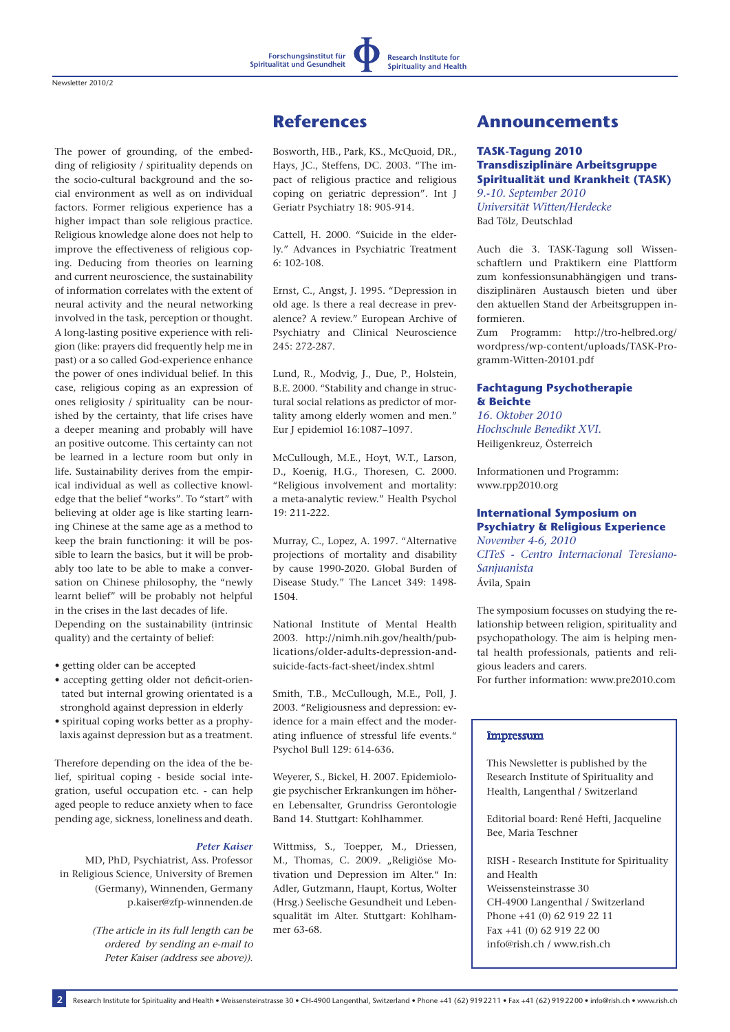The power of grounding, of the embedding of religiosity / spirituality depends on the socio-cultural background and the social environment as well as on individual factors. Former religious experience has a higher impact than sole religious practice. Religious knowledge alone does not help to improve the effectiveness of religious coping. Deducing from theories on learning and current neuroscience, the sustainability of information correlates with the extent of neural activity and the neural networking involved in the task, perception or thought. A long-lasting positive experience with religion (like: prayers did frequently help me in past) or a so called God-experience enhance the power of ones individual belief. In this case, religious coping as an expression of ones religiosity / spirituality can be nourished by the certainty, that life crises have a deeper meaning and probably will have an positive outcome. This certainty can not be learned in a lecture room but only in life. Sustainability derives from the empirical individual as well as collective knowledge that the belief "works". To "start" with believing at older age is like starting learning Chinese at the same age as a method to keep the brain functioning: it will be possible to learn the basics, but it will be probably too late to be able to make a conversation on Chinese philosophy, the "newly learnt belief" will be probably not helpful in the crises in the last decades of life.
Depending on the sustainability (intrinsic quality) and the certainty of belief:

- getting older can be accepted
- accepting getting older not deficit-orientated but internal growing orientated is a stronghold against depression in elderly
- spiritual coping works better as a prophylaxis against depression but as a treatment.

Therefore depending on the idea of the belief, spiritual coping - beside social integration, useful occupation etc. - can help aged people to reduce anxiety when to face pending age, sickness, loneliness and death.

***Peter Kaiser***
MD, PhD, Psychiatrist, Ass. Professor in Religious Science, University of Bremen (Germany), Winnenden, Germany
p.kaiser@zfp-winnenden.de

*(The article in its full length can be ordered by sending an e-mail to Peter Kaiser (address see above)).*

# References

Bosworth, HB., Park, KS., McQuoid, DR., Hays, JC., Steffens, DC. 2003. "The impact of religious practice and religious coping on geriatric depression". Int J Geriatr Psychiatry 18: 905-914.

Cattell, H. 2000. "Suicide in the elderly." Advances in Psychiatric Treatment 6: 102-108.

Ernst, C., Angst, J. 1995. "Depression in old age. Is there a real decrease in prevalence? A review." European Archive of Psychiatry and Clinical Neuroscience 245: 272-287.

Lund, R., Modvig, J., Due, P., Holstein, B.E. 2000. "Stability and change in structural social relations as predictor of mortality among elderly women and men." Eur J epidemiol 16:1087–1097.

McCullough, M.E., Hoyt, W.T., Larson, D., Koenig, H.G., Thoresen, C. 2000. "Religious involvement and mortality: a meta-analytic review." Health Psychol 19: 211-222.

Murray, C., Lopez, A. 1997. "Alternative projections of mortality and disability by cause 1990-2020. Global Burden of Disease Study." The Lancet 349: 1498-1504.

National Institute of Mental Health 2003. http://nimh.nih.gov/health/publications/older-adults-depression-and-suicide-facts-fact-sheet/index.shtml

Smith, T.B., McCullough, M.E., Poll, J. 2003. "Religiousness and depression: evidence for a main effect and the moderating influence of stressful life events." Psychol Bull 129: 614-636.

Weyerer, S., Bickel, H. 2007. Epidemiologie psychischer Erkrankungen im höheren Lebensalter, Grundriss Gerontologie Band 14. Stuttgart: Kohlhammer.

Wittmiss, S., Toepper, M., Driessen, M., Thomas, C. 2009. „Religiöse Motivation und Depression im Alter." In: Adler, Gutzmann, Haupt, Kortus, Wolter (Hrsg.) Seelische Gesundheit und Lebensqualität im Alter. Stuttgart: Kohlhammer 63-68.

# Announcements

### TASK-Tagung 2010 Transdisziplinäre Arbeitsgruppe Spiritualität und Krankheit (TASK)

*9.-10. September 2010*
*Universität Witten/Herdecke*
Bad Tölz, Deutschlad

Auch die 3. TASK-Tagung soll Wissenschaftlern und Praktikern eine Plattform zum konfessionsunabhängigen und transdisziplinären Austausch bieten und über den aktuellen Stand der Arbeitsgruppen informieren.
Zum Programm: http://tro-helbred.org/wordpress/wp-content/uploads/TASK-Programm-Witten-20101.pdf

### Fachtagung Psychotherapie & Beichte

*16. Oktober 2010*
*Hochschule Benedikt XVI.*
Heiligenkreuz, Österreich

Informationen und Programm: www.rpp2010.org

### International Symposium on Psychiatry & Religious Experience

*November 4-6, 2010*
*CITeS - Centro Internacional Teresiano-Sanjuanista*
Ávila, Spain

The symposium focusses on studying the relationship between religion, spirituality and psychopathology. The aim is helping mental health professionals, patients and religious leaders and carers.
For further information: www.pre2010.com

### Impressum

This Newsletter is published by the Research Institute of Spirituality and Health, Langenthal / Switzerland

Editorial board: René Hefti, Jacqueline Bee, Maria Teschner

RISH - Research Institute for Spirituality and Health
Weissensteinstrasse 30
CH-4900 Langenthal / Switzerland
Phone +41 (0) 62 919 22 11
Fax +41 (0) 62 919 22 00
info@rish.ch / www.rish.ch